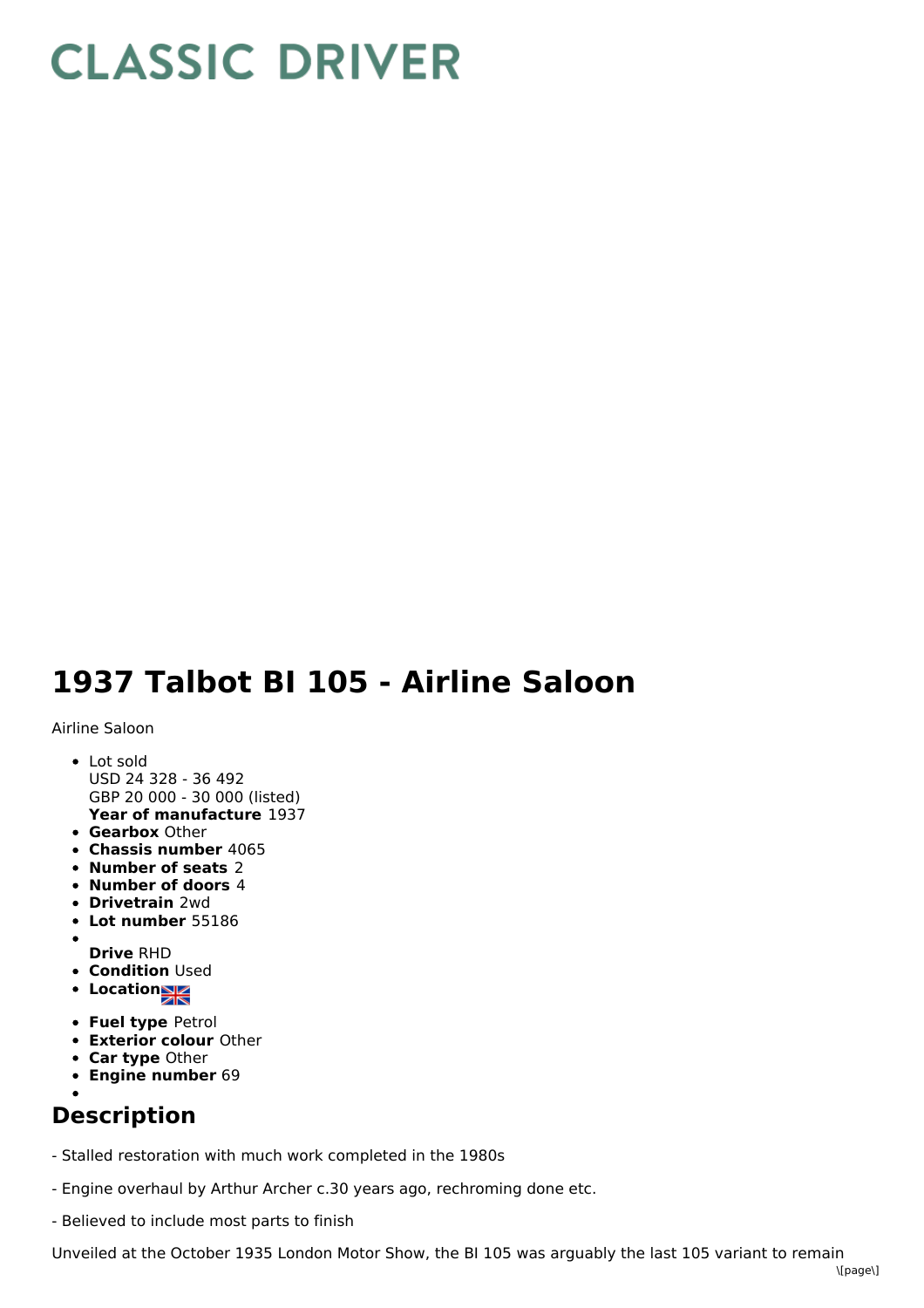# CLASSIC DRIVER

# 1937 Talbot BI 105 - Airline Saloon

Airline Saloon

- Lot sold
  USD 24 328 - 36 492
  GBP 20 000 - 30 000 (listed)
  **Year of manufacture** 1937
- **Gearbox** Other
- **Chassis number** 4065
- **Number of seats** 2
- **Number of doors** 4
- **Drivetrain** 2wd
- **Lot number** 55186
- **Drive** RHD
- **Condition** Used
- **Location**
- **Fuel type** Petrol
- **Exterior colour** Other
- **Car type** Other
- **Engine number** 69

## Description

- Stalled restoration with much work completed in the 1980s

- Engine overhaul by Arthur Archer c.30 years ago, rechroming done etc.

- Believed to include most parts to finish

Unveiled at the October 1935 London Motor Show, the BI 105 was arguably the last 105 variant to remain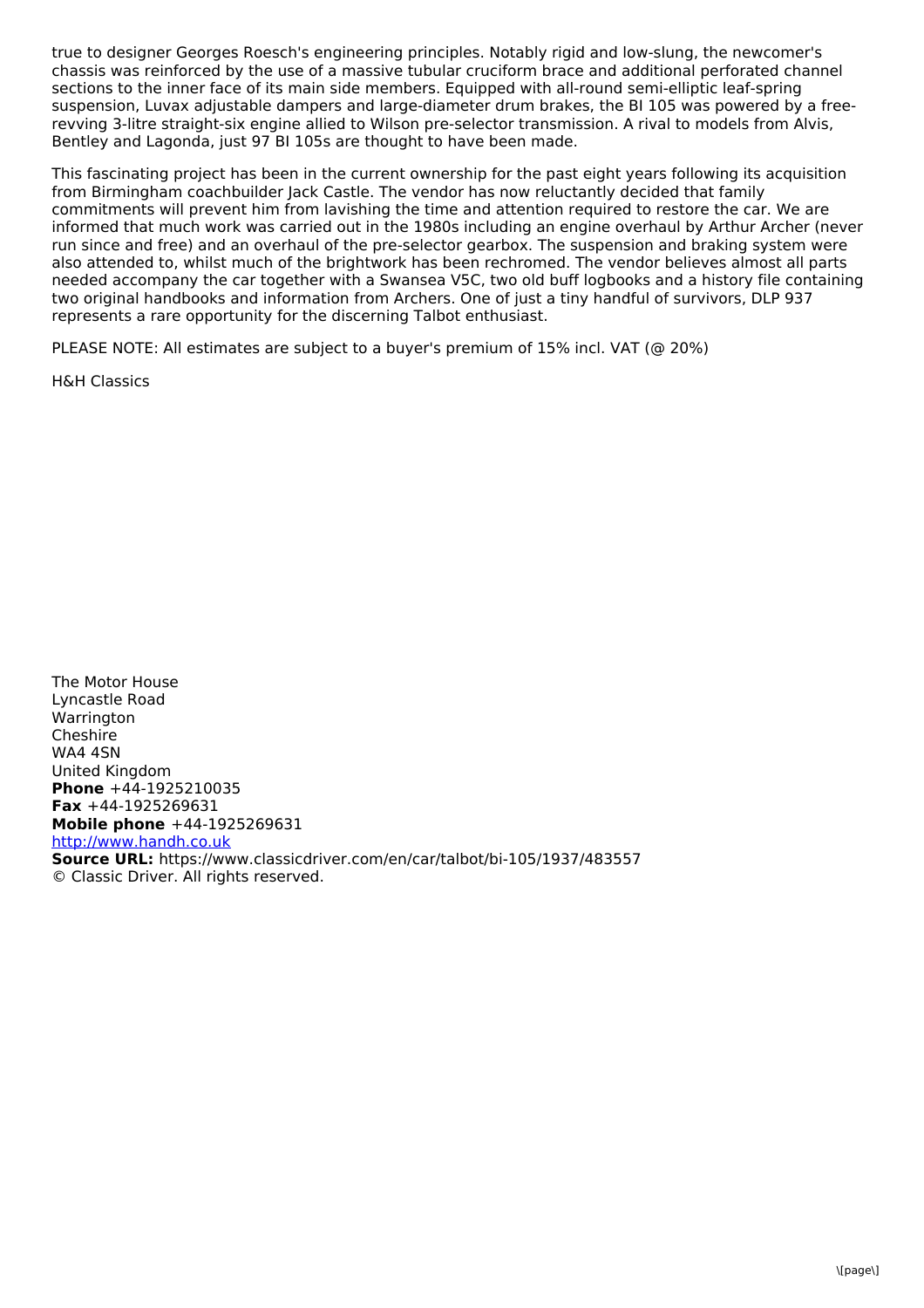true to designer Georges Roesch's engineering principles. Notably rigid and low-slung, the newcomer's chassis was reinforced by the use of a massive tubular cruciform brace and additional perforated channel sections to the inner face of its main side members. Equipped with all-round semi-elliptic leaf-spring suspension, Luvax adjustable dampers and large-diameter drum brakes, the BI 105 was powered by a free-revving 3-litre straight-six engine allied to Wilson pre-selector transmission. A rival to models from Alvis, Bentley and Lagonda, just 97 BI 105s are thought to have been made.

This fascinating project has been in the current ownership for the past eight years following its acquisition from Birmingham coachbuilder Jack Castle. The vendor has now reluctantly decided that family commitments will prevent him from lavishing the time and attention required to restore the car. We are informed that much work was carried out in the 1980s including an engine overhaul by Arthur Archer (never run since and free) and an overhaul of the pre-selector gearbox. The suspension and braking system were also attended to, whilst much of the brightwork has been rechromed. The vendor believes almost all parts needed accompany the car together with a Swansea V5C, two old buff logbooks and a history file containing two original handbooks and information from Archers. One of just a tiny handful of survivors, DLP 937 represents a rare opportunity for the discerning Talbot enthusiast.

PLEASE NOTE: All estimates are subject to a buyer's premium of 15% incl. VAT (@ 20%)

H&H Classics

The Motor House
Lyncastle Road
Warrington
Cheshire
WA4 4SN
United Kingdom
**Phone** +44-1925210035
**Fax** +44-1925269631
**Mobile phone** +44-1925269631
[http://www.handh.co.uk](http://www.handh.co.uk)
**Source URL:** https://www.classicdriver.com/en/car/talbot/bi-105/1937/483557
© Classic Driver. All rights reserved.